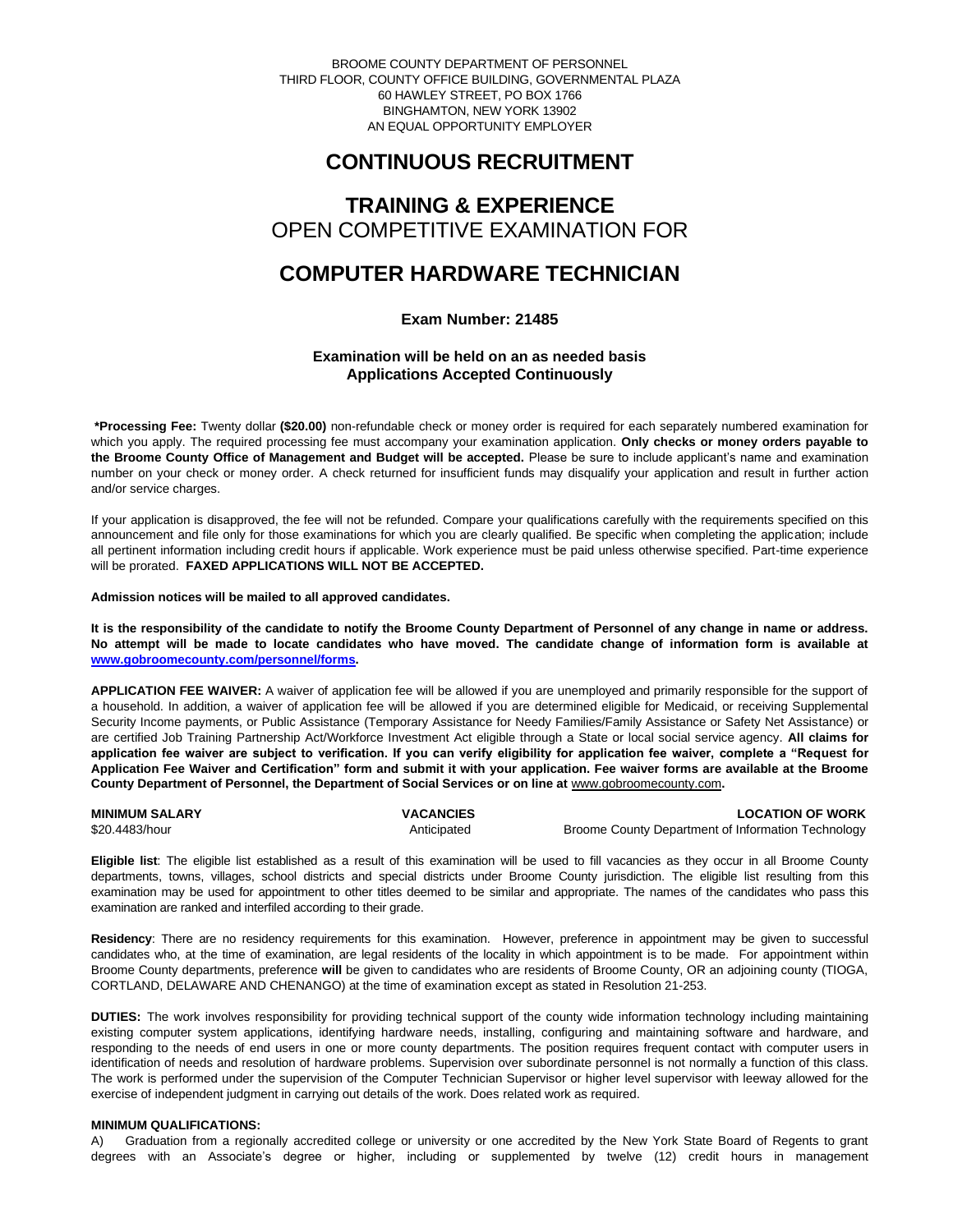BROOME COUNTY DEPARTMENT OF PERSONNEL
THIRD FLOOR, COUNTY OFFICE BUILDING, GOVERNMENTAL PLAZA
60 HAWLEY STREET, PO BOX 1766
BINGHAMTON, NEW YORK 13902
AN EQUAL OPPORTUNITY EMPLOYER

# CONTINUOUS RECRUITMENT

# TRAINING & EXPERIENCE
## OPEN COMPETITIVE EXAMINATION FOR

# COMPUTER HARDWARE TECHNICIAN

### Exam Number: 21485

**Examination will be held on an as needed basis**
**Applications Accepted Continuously**

**\*Processing Fee:** Twenty dollar **($20.00)** non-refundable check or money order is required for each separately numbered examination for which you apply. The required processing fee must accompany your examination application. **Only checks or money orders payable to the Broome County Office of Management and Budget will be accepted.** Please be sure to include applicant's name and examination number on your check or money order. A check returned for insufficient funds may disqualify your application and result in further action and/or service charges.

If your application is disapproved, the fee will not be refunded. Compare your qualifications carefully with the requirements specified on this announcement and file only for those examinations for which you are clearly qualified. Be specific when completing the application; include all pertinent information including credit hours if applicable. Work experience must be paid unless otherwise specified. Part-time experience will be prorated. **FAXED APPLICATIONS WILL NOT BE ACCEPTED.**

**Admission notices will be mailed to all approved candidates.**

**It is the responsibility of the candidate to notify the Broome County Department of Personnel of any change in name or address. No attempt will be made to locate candidates who have moved. The candidate change of information form is available at www.gobroomecounty.com/personnel/forms.**

**APPLICATION FEE WAIVER:** A waiver of application fee will be allowed if you are unemployed and primarily responsible for the support of a household. In addition, a waiver of application fee will be allowed if you are determined eligible for Medicaid, or receiving Supplemental Security Income payments, or Public Assistance (Temporary Assistance for Needy Families/Family Assistance or Safety Net Assistance) or are certified Job Training Partnership Act/Workforce Investment Act eligible through a State or local social service agency. **All claims for application fee waiver are subject to verification. If you can verify eligibility for application fee waiver, complete a "Request for Application Fee Waiver and Certification" form and submit it with your application. Fee waiver forms are available at the Broome County Department of Personnel, the Department of Social Services or on line at www.gobroomecounty.com.**

| MINIMUM SALARY | VACANCIES | LOCATION OF WORK |
|---|---|---|
| $20.4483/hour | Anticipated | Broome County Department of Information Technology |

**Eligible list**: The eligible list established as a result of this examination will be used to fill vacancies as they occur in all Broome County departments, towns, villages, school districts and special districts under Broome County jurisdiction. The eligible list resulting from this examination may be used for appointment to other titles deemed to be similar and appropriate. The names of the candidates who pass this examination are ranked and interfiled according to their grade.

**Residency**: There are no residency requirements for this examination. However, preference in appointment may be given to successful candidates who, at the time of examination, are legal residents of the locality in which appointment is to be made. For appointment within Broome County departments, preference **will** be given to candidates who are residents of Broome County, OR an adjoining county (TIOGA, CORTLAND, DELAWARE AND CHENANGO) at the time of examination except as stated in Resolution 21-253.

**DUTIES:** The work involves responsibility for providing technical support of the county wide information technology including maintaining existing computer system applications, identifying hardware needs, installing, configuring and maintaining software and hardware, and responding to the needs of end users in one or more county departments. The position requires frequent contact with computer users in identification of needs and resolution of hardware problems. Supervision over subordinate personnel is not normally a function of this class. The work is performed under the supervision of the Computer Technician Supervisor or higher level supervisor with leeway allowed for the exercise of independent judgment in carrying out details of the work. Does related work as required.

**MINIMUM QUALIFICATIONS:**

A) Graduation from a regionally accredited college or university or one accredited by the New York State Board of Regents to grant degrees with an Associate's degree or higher, including or supplemented by twelve (12) credit hours in management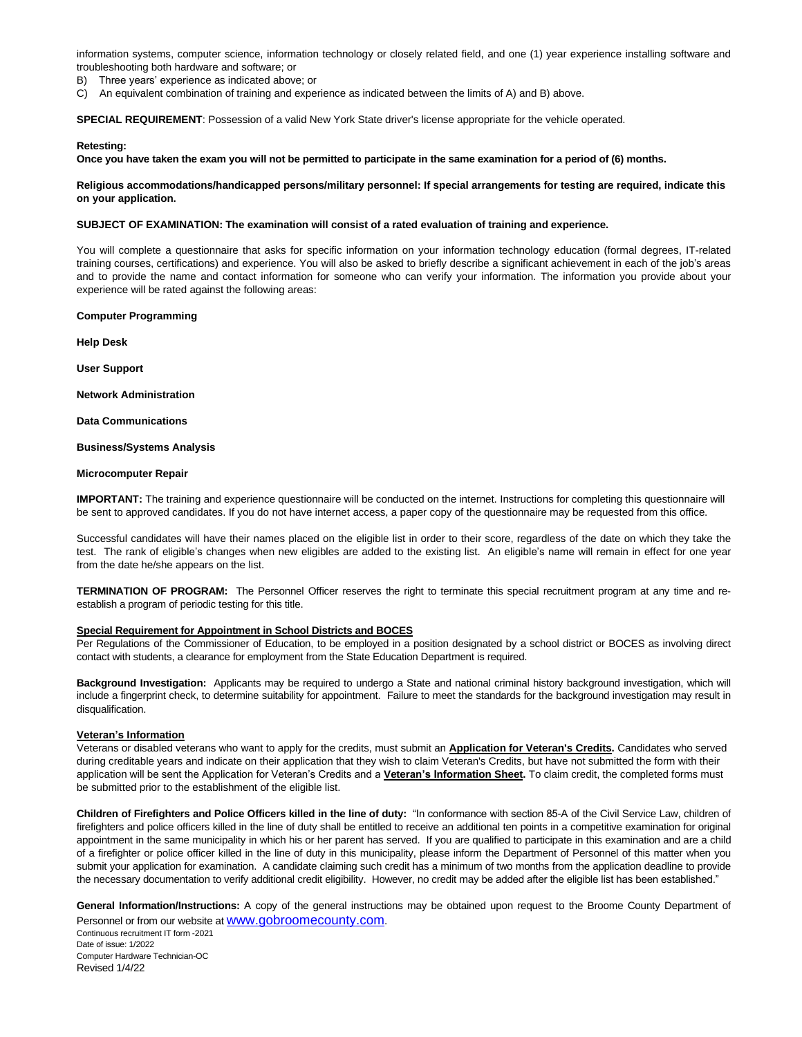information systems, computer science, information technology or closely related field, and one (1) year experience installing software and troubleshooting both hardware and software; or

B) Three years' experience as indicated above; or

C) An equivalent combination of training and experience as indicated between the limits of A) and B) above.

**SPECIAL REQUIREMENT**: Possession of a valid New York State driver's license appropriate for the vehicle operated.

**Retesting:**
**Once you have taken the exam you will not be permitted to participate in the same examination for a period of (6) months.**

**Religious accommodations/handicapped persons/military personnel: If special arrangements for testing are required, indicate this on your application.**

**SUBJECT OF EXAMINATION: The examination will consist of a rated evaluation of training and experience.**

You will complete a questionnaire that asks for specific information on your information technology education (formal degrees, IT-related training courses, certifications) and experience. You will also be asked to briefly describe a significant achievement in each of the job's areas and to provide the name and contact information for someone who can verify your information. The information you provide about your experience will be rated against the following areas:

**Computer Programming**

**Help Desk**

**User Support**

**Network Administration**

**Data Communications**

**Business/Systems Analysis**

**Microcomputer Repair**

**IMPORTANT:** The training and experience questionnaire will be conducted on the internet. Instructions for completing this questionnaire will be sent to approved candidates. If you do not have internet access, a paper copy of the questionnaire may be requested from this office.

Successful candidates will have their names placed on the eligible list in order to their score, regardless of the date on which they take the test. The rank of eligible's changes when new eligibles are added to the existing list. An eligible's name will remain in effect for one year from the date he/she appears on the list.

**TERMINATION OF PROGRAM:** The Personnel Officer reserves the right to terminate this special recruitment program at any time and re-establish a program of periodic testing for this title.

**Special Requirement for Appointment in School Districts and BOCES**
Per Regulations of the Commissioner of Education, to be employed in a position designated by a school district or BOCES as involving direct contact with students, a clearance for employment from the State Education Department is required.

**Background Investigation:** Applicants may be required to undergo a State and national criminal history background investigation, which will include a fingerprint check, to determine suitability for appointment. Failure to meet the standards for the background investigation may result in disqualification.

**Veteran's Information**
Veterans or disabled veterans who want to apply for the credits, must submit an **Application for Veteran's Credits.** Candidates who served during creditable years and indicate on their application that they wish to claim Veteran's Credits, but have not submitted the form with their application will be sent the Application for Veteran's Credits and a **Veteran's Information Sheet.** To claim credit, the completed forms must be submitted prior to the establishment of the eligible list.

**Children of Firefighters and Police Officers killed in the line of duty:** "In conformance with section 85-A of the Civil Service Law, children of firefighters and police officers killed in the line of duty shall be entitled to receive an additional ten points in a competitive examination for original appointment in the same municipality in which his or her parent has served. If you are qualified to participate in this examination and are a child of a firefighter or police officer killed in the line of duty in this municipality, please inform the Department of Personnel of this matter when you submit your application for examination. A candidate claiming such credit has a minimum of two months from the application deadline to provide the necessary documentation to verify additional credit eligibility. However, no credit may be added after the eligible list has been established."

**General Information/Instructions:** A copy of the general instructions may be obtained upon request to the Broome County Department of Personnel or from our website at www.gobroomecounty.com.

Continuous recruitment IT form -2021
Date of issue: 1/2022
Computer Hardware Technician-OC
Revised 1/4/22